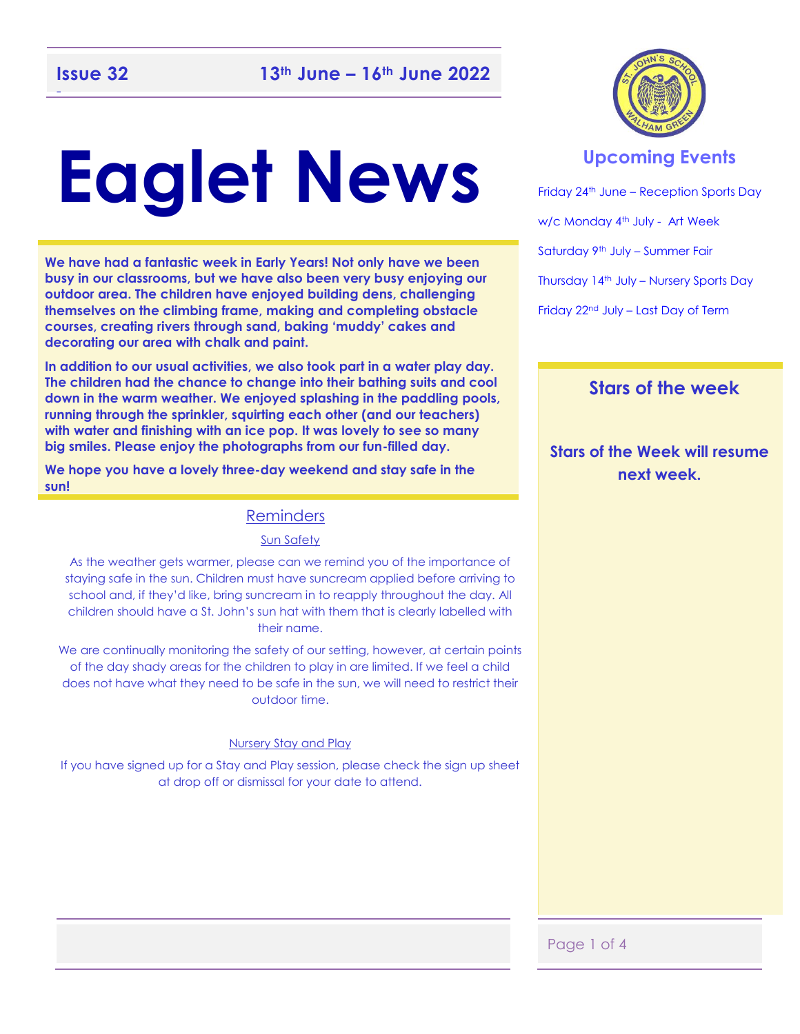**Issue 32** **13th June – 16th June 2022**

# Eaglet News

**We have had a fantastic week in Early Years! Not only have we been busy in our classrooms, but we have also been very busy enjoying our outdoor area. The children have enjoyed building dens, challenging themselves on the climbing frame, making and completing obstacle courses, creating rivers through sand, baking 'muddy' cakes and decorating our area with chalk and paint.**

**In addition to our usual activities, we also took part in a water play day. The children had the chance to change into their bathing suits and cool down in the warm weather. We enjoyed splashing in the paddling pools, running through the sprinkler, squirting each other (and our teachers) with water and finishing with an ice pop. It was lovely to see so many big smiles. Please enjoy the photographs from our fun-filled day.**

**We hope you have a lovely three-day weekend and stay safe in the sun!**

## Reminders

### Sun Safety

As the weather gets warmer, please can we remind you of the importance of staying safe in the sun. Children must have suncream applied before arriving to school and, if they'd like, bring suncream in to reapply throughout the day. All children should have a St. John's sun hat with them that is clearly labelled with their name.

We are continually monitoring the safety of our setting, however, at certain points of the day shady areas for the children to play in are limited. If we feel a child does not have what they need to be safe in the sun, we will need to restrict their outdoor time.

### Nursery Stay and Play

If you have signed up for a Stay and Play session, please check the sign up sheet at drop off or dismissal for your date to attend.

## Upcoming Events

Friday 24th June – Reception Sports Day

w/c Monday 4th July - Art Week

Saturday 9th July – Summer Fair

Thursday 14th July – Nursery Sports Day

Friday 22nd July – Last Day of Term

## Stars of the week

**Stars of the Week will resume next week.**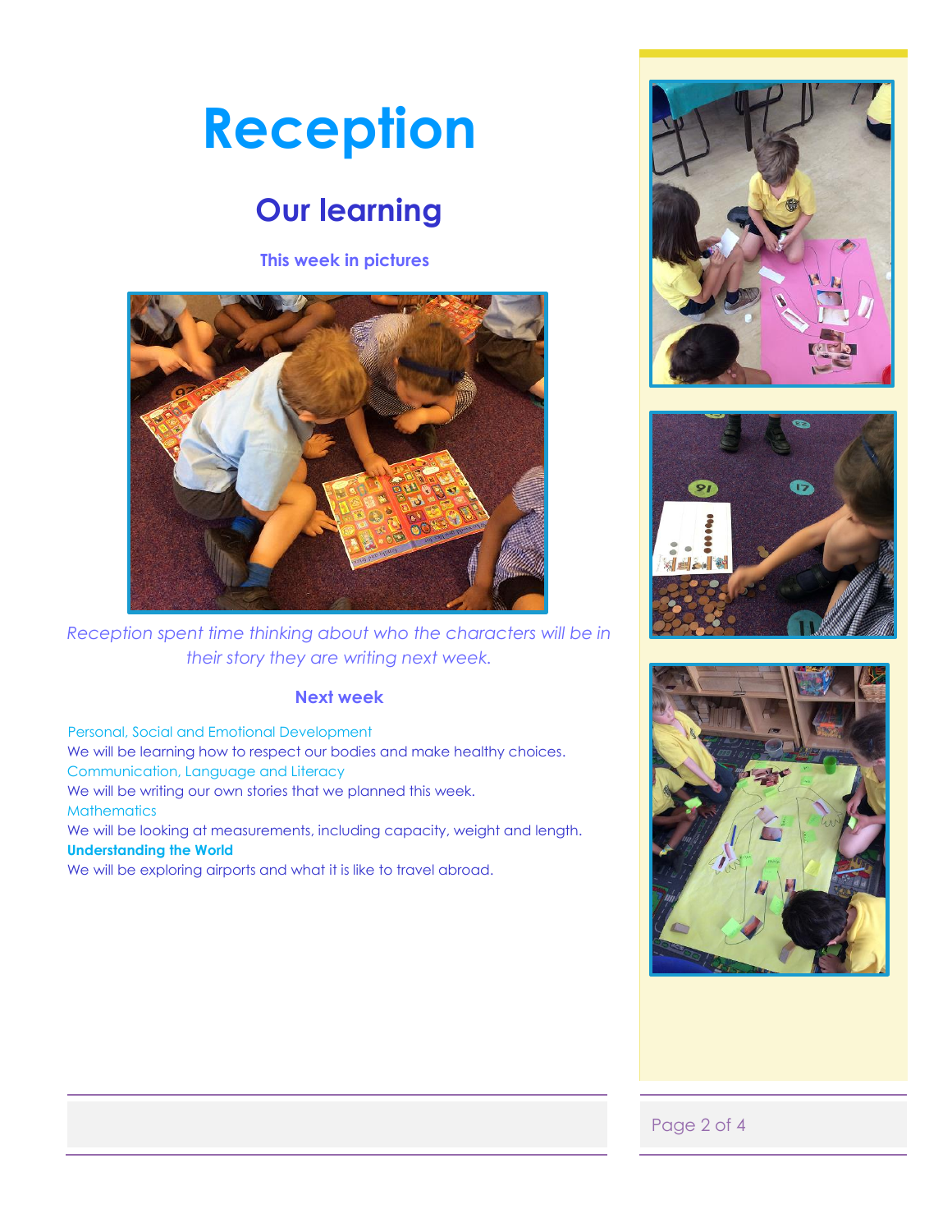# Reception

## Our learning

### This week in pictures

*Reception spent time thinking about who the characters will be in their story they are writing next week.*

### Next week

Personal, Social and Emotional Development

We will be learning how to respect our bodies and make healthy choices.

Communication, Language and Literacy

We will be writing our own stories that we planned this week.

Mathematics

We will be looking at measurements, including capacity, weight and length.

**Understanding the World**

We will be exploring airports and what it is like to travel abroad.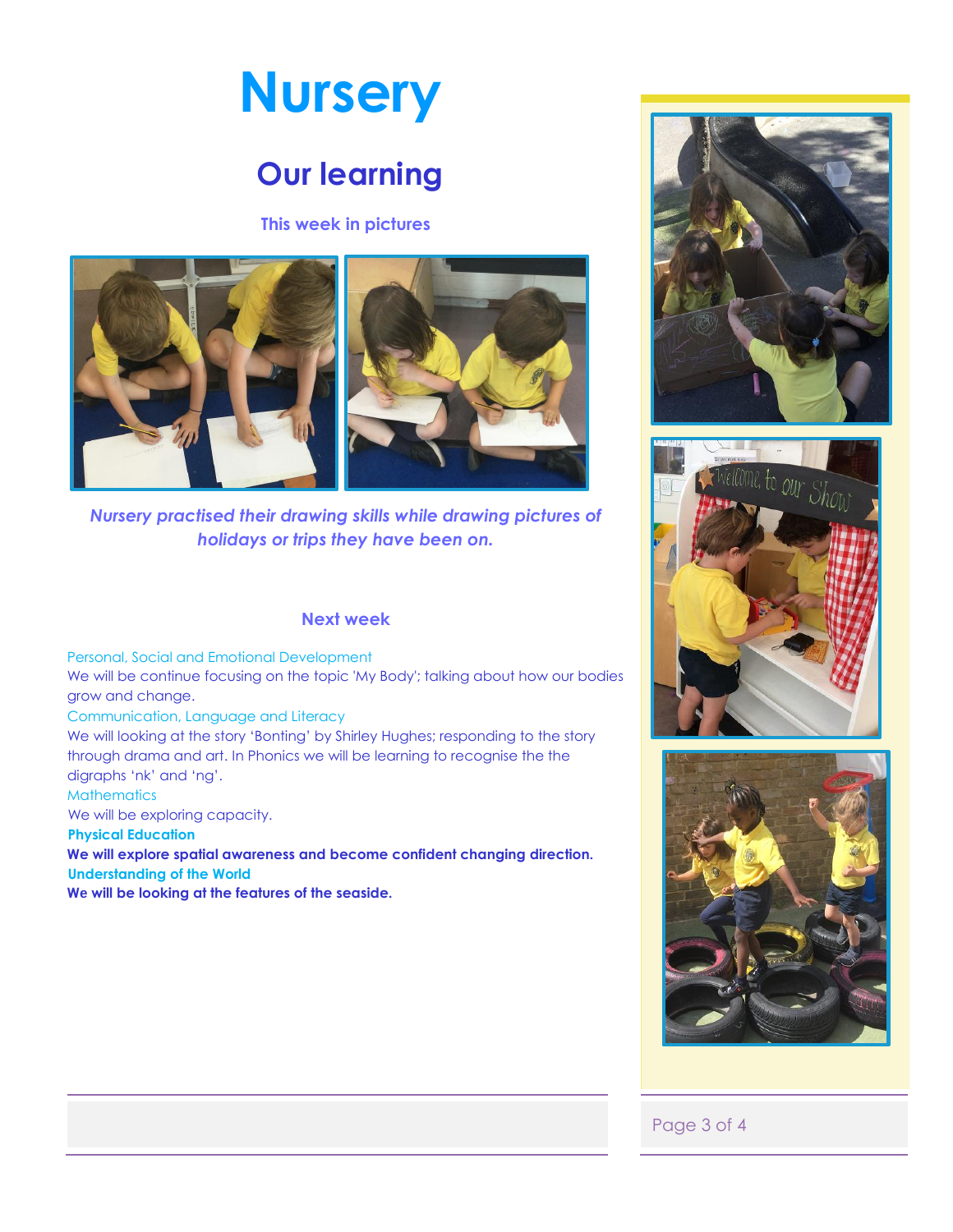# Nursery

## Our learning

### This week in pictures

*Nursery practised their drawing skills while drawing pictures of holidays or trips they have been on.*

### Next week

Personal, Social and Emotional Development

We will be continue focusing on the topic 'My Body'; talking about how our bodies grow and change.

Communication, Language and Literacy

We will looking at the story 'Bonting' by Shirley Hughes; responding to the story through drama and art. In Phonics we will be learning to recognise the the digraphs 'nk' and 'ng'.

Mathematics

We will be exploring capacity.

**Physical Education**

**We will explore spatial awareness and become confident changing direction.**

**Understanding of the World**

**We will be looking at the features of the seaside.**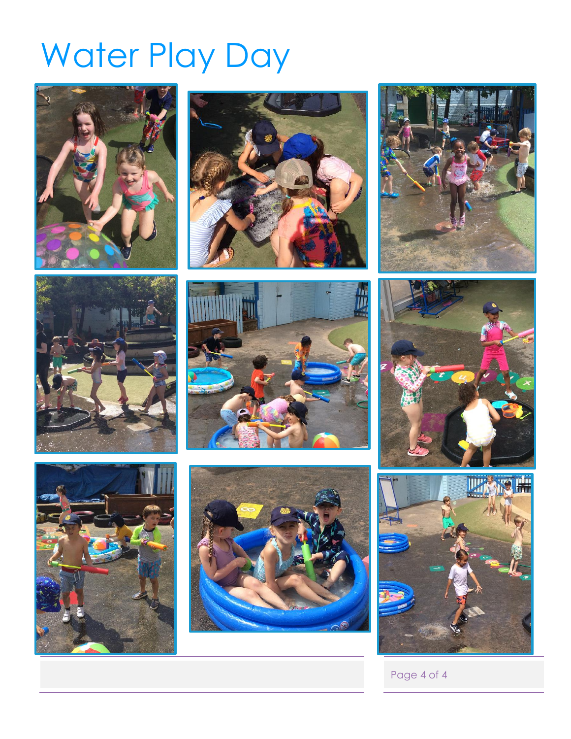# Water Play Day